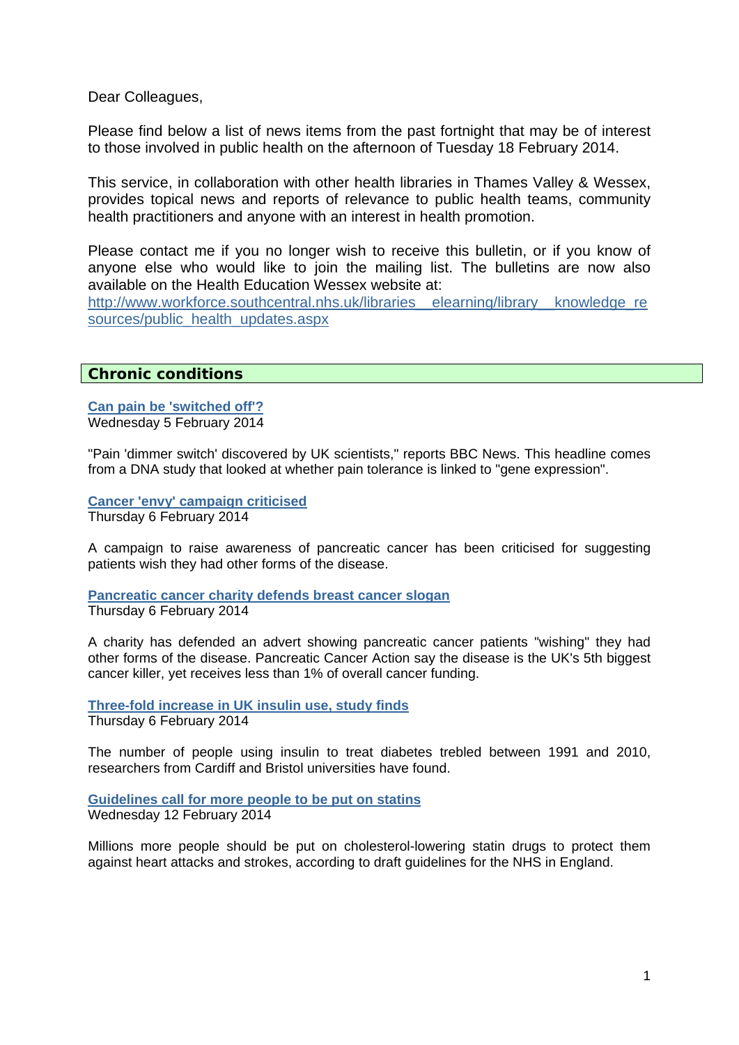Dear Colleagues,

Please find below a list of news items from the past fortnight that may be of interest to those involved in public health on the afternoon of Tuesday 18 February 2014.

This service, in collaboration with other health libraries in Thames Valley & Wessex, provides topical news and reports of relevance to public health teams, community health practitioners and anyone with an interest in health promotion.

Please contact me if you no longer wish to receive this bulletin, or if you know of anyone else who would like to join the mailing list. The bulletins are now also available on the Health Education Wessex website at:
http://www.workforce.southcentral.nhs.uk/libraries__elearning/library__knowledge_resources/public_health_updates.aspx

## Chronic conditions

**Can pain be 'switched off'?**
Wednesday 5 February 2014

"Pain 'dimmer switch' discovered by UK scientists," reports BBC News. This headline comes from a DNA study that looked at whether pain tolerance is linked to "gene expression".

**Cancer 'envy' campaign criticised**
Thursday 6 February 2014

A campaign to raise awareness of pancreatic cancer has been criticised for suggesting patients wish they had other forms of the disease.

**Pancreatic cancer charity defends breast cancer slogan**
Thursday 6 February 2014

A charity has defended an advert showing pancreatic cancer patients "wishing" they had other forms of the disease. Pancreatic Cancer Action say the disease is the UK's 5th biggest cancer killer, yet receives less than 1% of overall cancer funding.

**Three-fold increase in UK insulin use, study finds**
Thursday 6 February 2014

The number of people using insulin to treat diabetes trebled between 1991 and 2010, researchers from Cardiff and Bristol universities have found.

**Guidelines call for more people to be put on statins**
Wednesday 12 February 2014

Millions more people should be put on cholesterol-lowering statin drugs to protect them against heart attacks and strokes, according to draft guidelines for the NHS in England.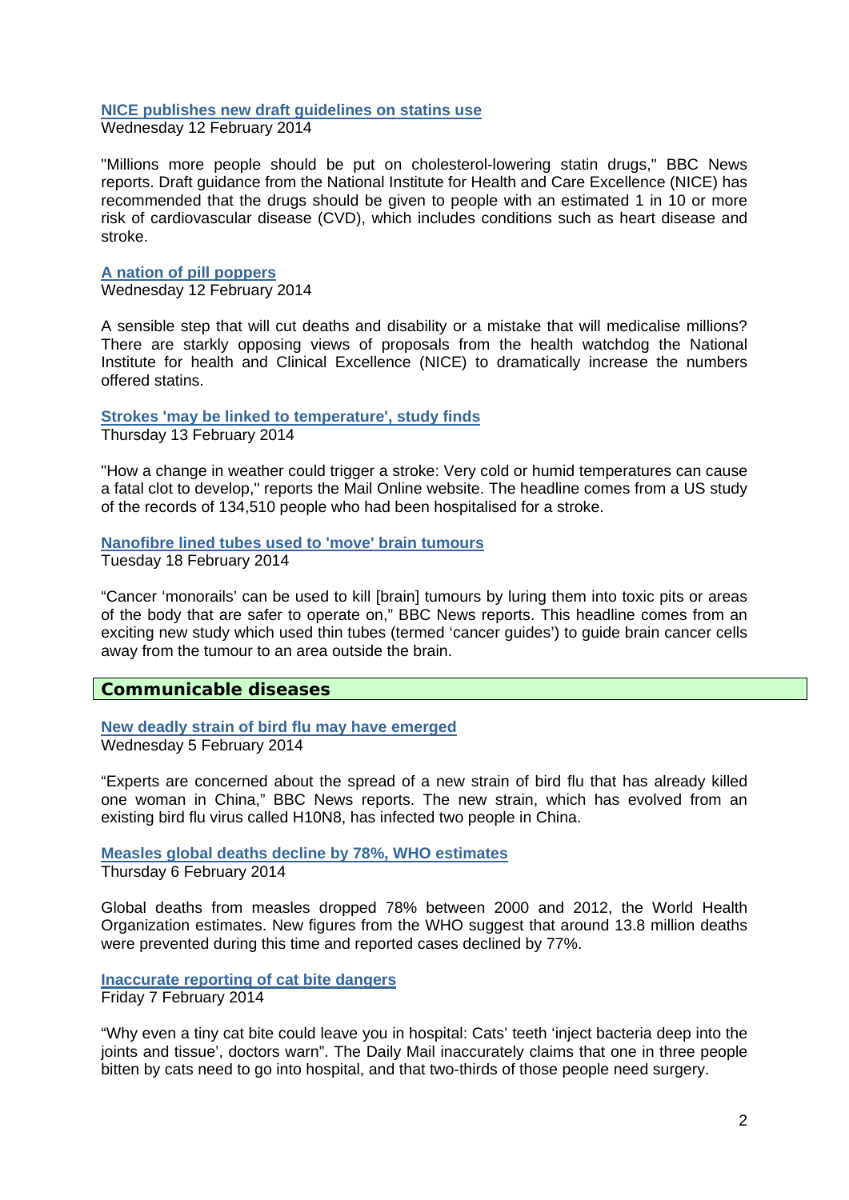**NICE publishes new draft guidelines on statins use**
Wednesday 12 February 2014

"Millions more people should be put on cholesterol-lowering statin drugs," BBC News reports. Draft guidance from the National Institute for Health and Care Excellence (NICE) has recommended that the drugs should be given to people with an estimated 1 in 10 or more risk of cardiovascular disease (CVD), which includes conditions such as heart disease and stroke.

**A nation of pill poppers**
Wednesday 12 February 2014

A sensible step that will cut deaths and disability or a mistake that will medicalise millions? There are starkly opposing views of proposals from the health watchdog the National Institute for health and Clinical Excellence (NICE) to dramatically increase the numbers offered statins.

**Strokes 'may be linked to temperature', study finds**
Thursday 13 February 2014

"How a change in weather could trigger a stroke: Very cold or humid temperatures can cause a fatal clot to develop," reports the Mail Online website. The headline comes from a US study of the records of 134,510 people who had been hospitalised for a stroke.

**Nanofibre lined tubes used to 'move' brain tumours**
Tuesday 18 February 2014

"Cancer 'monorails' can be used to kill [brain] tumours by luring them into toxic pits or areas of the body that are safer to operate on," BBC News reports. This headline comes from an exciting new study which used thin tubes (termed 'cancer guides') to guide brain cancer cells away from the tumour to an area outside the brain.

## Communicable diseases

**New deadly strain of bird flu may have emerged**
Wednesday 5 February 2014

"Experts are concerned about the spread of a new strain of bird flu that has already killed one woman in China," BBC News reports. The new strain, which has evolved from an existing bird flu virus called H10N8, has infected two people in China.

**Measles global deaths decline by 78%, WHO estimates**
Thursday 6 February 2014

Global deaths from measles dropped 78% between 2000 and 2012, the World Health Organization estimates. New figures from the WHO suggest that around 13.8 million deaths were prevented during this time and reported cases declined by 77%.

**Inaccurate reporting of cat bite dangers**
Friday 7 February 2014

"Why even a tiny cat bite could leave you in hospital: Cats' teeth 'inject bacteria deep into the joints and tissue', doctors warn". The Daily Mail inaccurately claims that one in three people bitten by cats need to go into hospital, and that two-thirds of those people need surgery.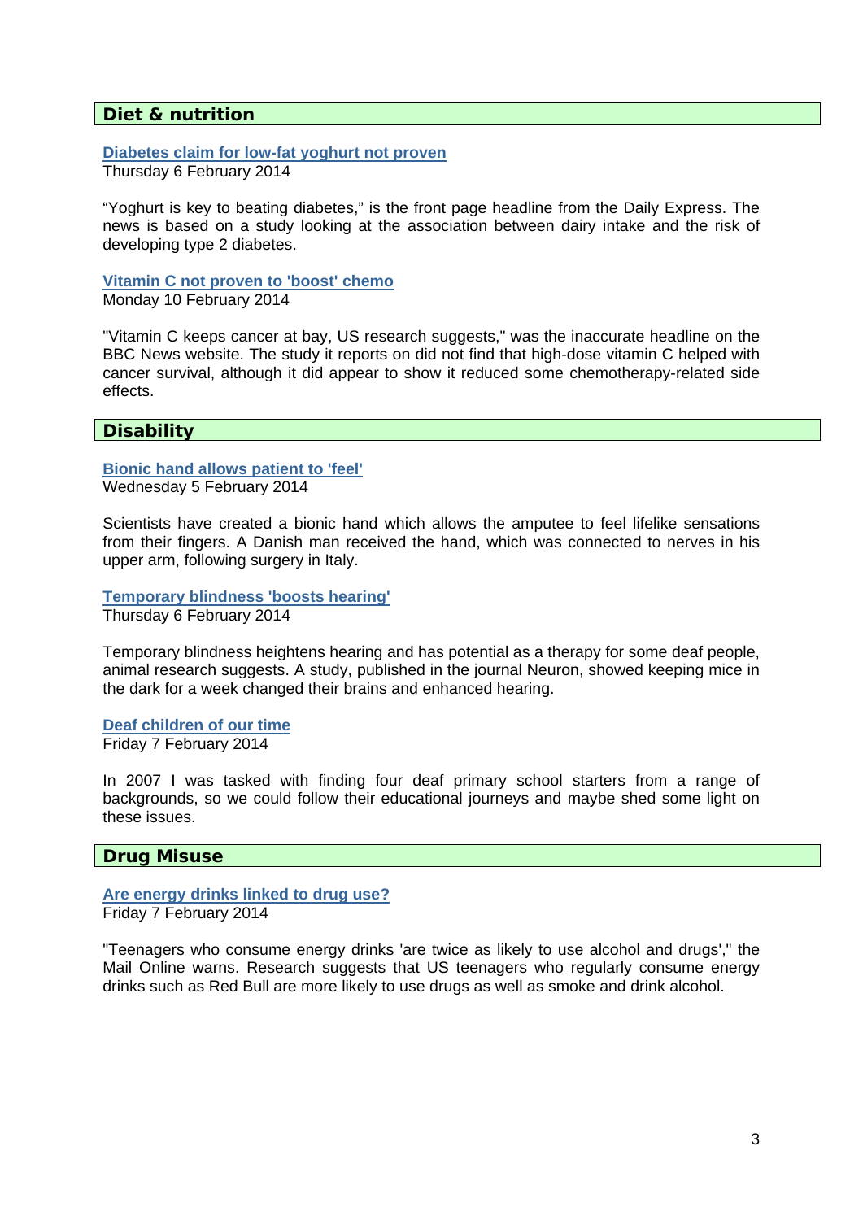## Diet & nutrition

**Diabetes claim for low-fat yoghurt not proven**
Thursday 6 February 2014

“Yoghurt is key to beating diabetes,” is the front page headline from the Daily Express. The news is based on a study looking at the association between dairy intake and the risk of developing type 2 diabetes.

**Vitamin C not proven to 'boost' chemo**
Monday 10 February 2014

"Vitamin C keeps cancer at bay, US research suggests," was the inaccurate headline on the BBC News website. The study it reports on did not find that high-dose vitamin C helped with cancer survival, although it did appear to show it reduced some chemotherapy-related side effects.

## Disability

**Bionic hand allows patient to 'feel'**
Wednesday 5 February 2014

Scientists have created a bionic hand which allows the amputee to feel lifelike sensations from their fingers. A Danish man received the hand, which was connected to nerves in his upper arm, following surgery in Italy.

**Temporary blindness 'boosts hearing'**
Thursday 6 February 2014

Temporary blindness heightens hearing and has potential as a therapy for some deaf people, animal research suggests. A study, published in the journal Neuron, showed keeping mice in the dark for a week changed their brains and enhanced hearing.

**Deaf children of our time**
Friday 7 February 2014

In 2007 I was tasked with finding four deaf primary school starters from a range of backgrounds, so we could follow their educational journeys and maybe shed some light on these issues.

## Drug Misuse

**Are energy drinks linked to drug use?**
Friday 7 February 2014

"Teenagers who consume energy drinks 'are twice as likely to use alcohol and drugs'," the Mail Online warns. Research suggests that US teenagers who regularly consume energy drinks such as Red Bull are more likely to use drugs as well as smoke and drink alcohol.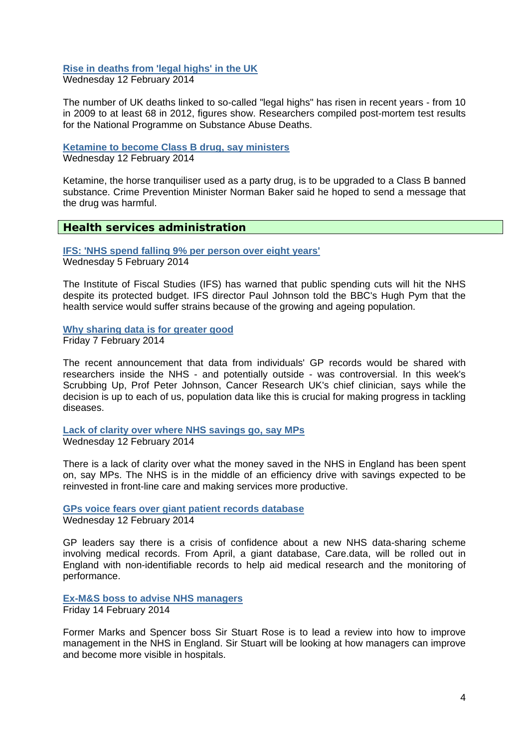**Rise in deaths from 'legal highs' in the UK**
Wednesday 12 February 2014

The number of UK deaths linked to so-called "legal highs" has risen in recent years - from 10 in 2009 to at least 68 in 2012, figures show. Researchers compiled post-mortem test results for the National Programme on Substance Abuse Deaths.

**Ketamine to become Class B drug, say ministers**
Wednesday 12 February 2014

Ketamine, the horse tranquiliser used as a party drug, is to be upgraded to a Class B banned substance. Crime Prevention Minister Norman Baker said he hoped to send a message that the drug was harmful.

## Health services administration

**IFS: 'NHS spend falling 9% per person over eight years'**
Wednesday 5 February 2014

The Institute of Fiscal Studies (IFS) has warned that public spending cuts will hit the NHS despite its protected budget. IFS director Paul Johnson told the BBC's Hugh Pym that the health service would suffer strains because of the growing and ageing population.

**Why sharing data is for greater good**
Friday 7 February 2014

The recent announcement that data from individuals' GP records would be shared with researchers inside the NHS - and potentially outside - was controversial. In this week's Scrubbing Up, Prof Peter Johnson, Cancer Research UK's chief clinician, says while the decision is up to each of us, population data like this is crucial for making progress in tackling diseases.

**Lack of clarity over where NHS savings go, say MPs**
Wednesday 12 February 2014

There is a lack of clarity over what the money saved in the NHS in England has been spent on, say MPs. The NHS is in the middle of an efficiency drive with savings expected to be reinvested in front-line care and making services more productive.

**GPs voice fears over giant patient records database**
Wednesday 12 February 2014

GP leaders say there is a crisis of confidence about a new NHS data-sharing scheme involving medical records. From April, a giant database, Care.data, will be rolled out in England with non-identifiable records to help aid medical research and the monitoring of performance.

**Ex-M&S boss to advise NHS managers**
Friday 14 February 2014

Former Marks and Spencer boss Sir Stuart Rose is to lead a review into how to improve management in the NHS in England. Sir Stuart will be looking at how managers can improve and become more visible in hospitals.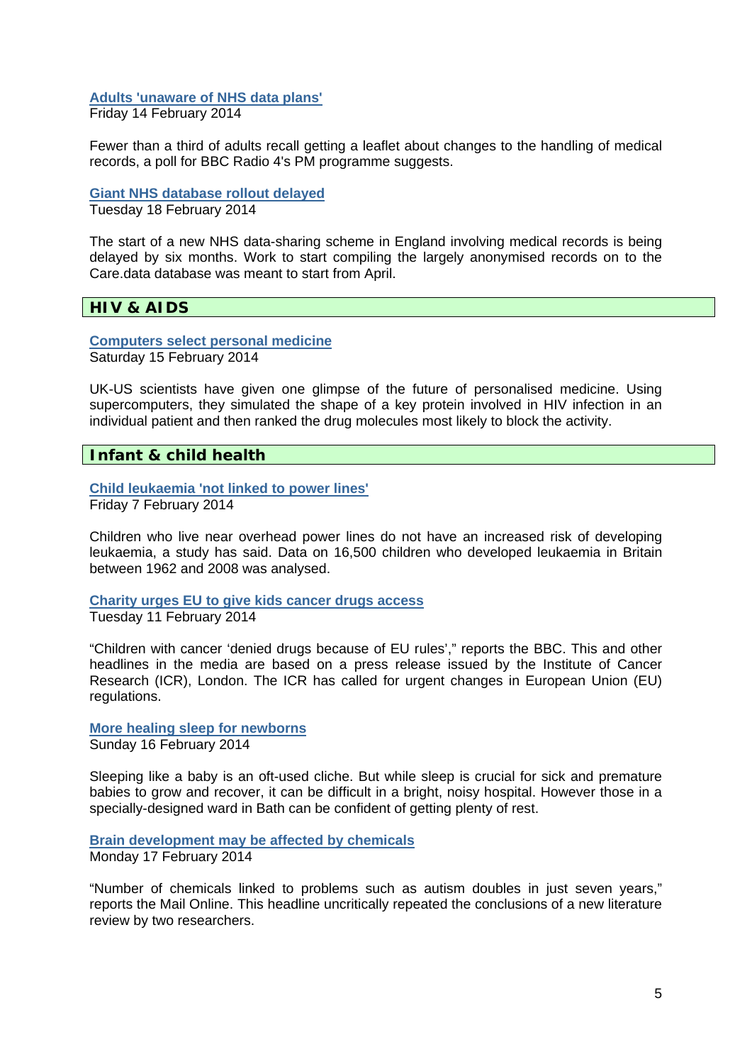**[Adults 'unaware of NHS data plans']**
Friday 14 February 2014

Fewer than a third of adults recall getting a leaflet about changes to the handling of medical records, a poll for BBC Radio 4's PM programme suggests.

**[Giant NHS database rollout delayed]**
Tuesday 18 February 2014

The start of a new NHS data-sharing scheme in England involving medical records is being delayed by six months. Work to start compiling the largely anonymised records on to the Care.data database was meant to start from April.

## HIV & AIDS

**[Computers select personal medicine]**
Saturday 15 February 2014

UK-US scientists have given one glimpse of the future of personalised medicine. Using supercomputers, they simulated the shape of a key protein involved in HIV infection in an individual patient and then ranked the drug molecules most likely to block the activity.

## Infant & child health

**[Child leukaemia 'not linked to power lines']**
Friday 7 February 2014

Children who live near overhead power lines do not have an increased risk of developing leukaemia, a study has said. Data on 16,500 children who developed leukaemia in Britain between 1962 and 2008 was analysed.

**[Charity urges EU to give kids cancer drugs access]**
Tuesday 11 February 2014

"Children with cancer 'denied drugs because of EU rules'," reports the BBC. This and other headlines in the media are based on a press release issued by the Institute of Cancer Research (ICR), London. The ICR has called for urgent changes in European Union (EU) regulations.

**[More healing sleep for newborns]**
Sunday 16 February 2014

Sleeping like a baby is an oft-used cliche. But while sleep is crucial for sick and premature babies to grow and recover, it can be difficult in a bright, noisy hospital. However those in a specially-designed ward in Bath can be confident of getting plenty of rest.

**[Brain development may be affected by chemicals]**
Monday 17 February 2014

"Number of chemicals linked to problems such as autism doubles in just seven years," reports the Mail Online. This headline uncritically repeated the conclusions of a new literature review by two researchers.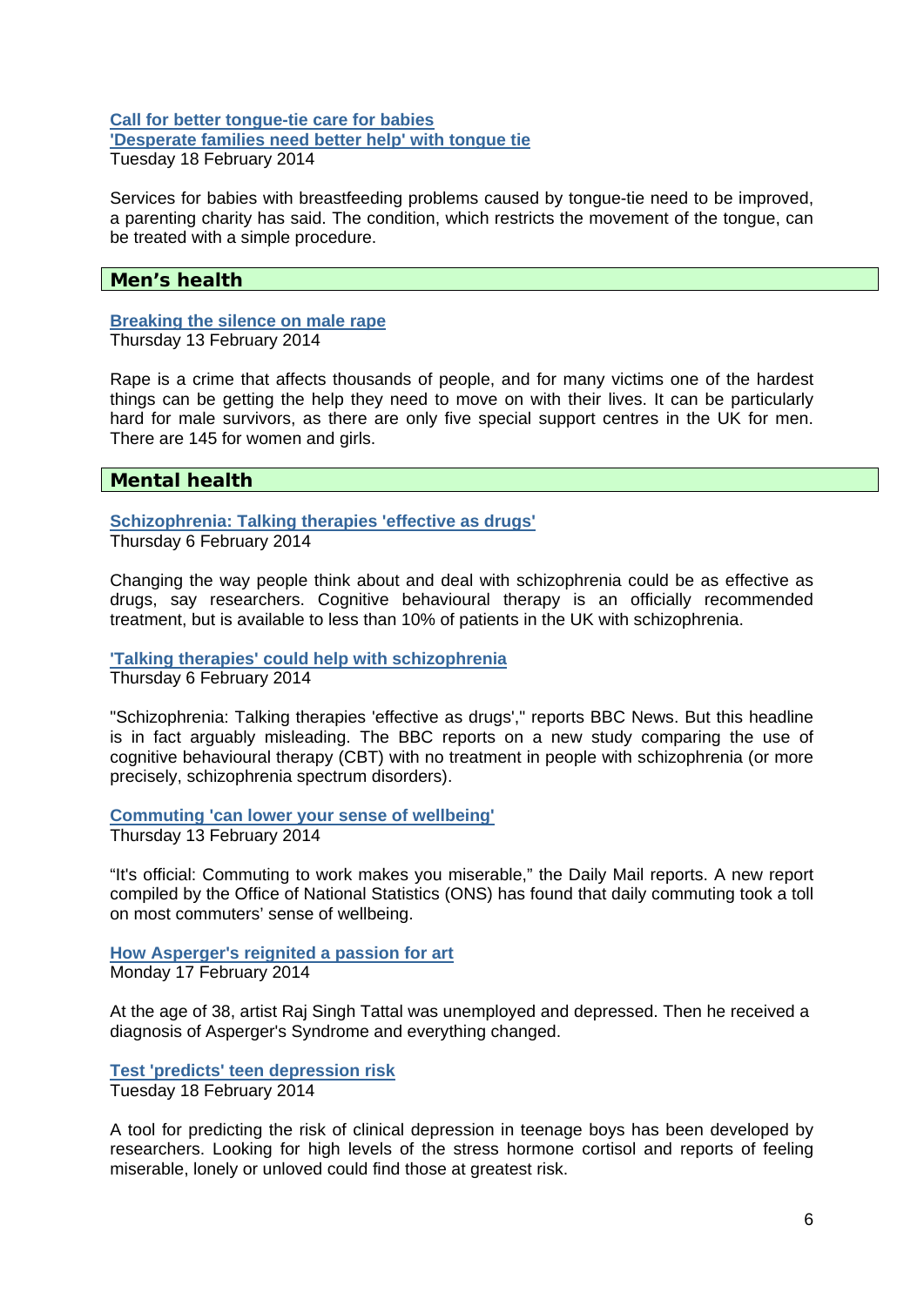**Call for better tongue-tie care for babies**
**'Desperate families need better help' with tongue tie**
Tuesday 18 February 2014

Services for babies with breastfeeding problems caused by tongue-tie need to be improved, a parenting charity has said. The condition, which restricts the movement of the tongue, can be treated with a simple procedure.

## Men's health

**Breaking the silence on male rape**
Thursday 13 February 2014

Rape is a crime that affects thousands of people, and for many victims one of the hardest things can be getting the help they need to move on with their lives. It can be particularly hard for male survivors, as there are only five special support centres in the UK for men. There are 145 for women and girls.

## Mental health

**Schizophrenia: Talking therapies 'effective as drugs'**
Thursday 6 February 2014

Changing the way people think about and deal with schizophrenia could be as effective as drugs, say researchers. Cognitive behavioural therapy is an officially recommended treatment, but is available to less than 10% of patients in the UK with schizophrenia.

**'Talking therapies' could help with schizophrenia**
Thursday 6 February 2014

"Schizophrenia: Talking therapies 'effective as drugs'," reports BBC News. But this headline is in fact arguably misleading. The BBC reports on a new study comparing the use of cognitive behavioural therapy (CBT) with no treatment in people with schizophrenia (or more precisely, schizophrenia spectrum disorders).

**Commuting 'can lower your sense of wellbeing'**
Thursday 13 February 2014

"It's official: Commuting to work makes you miserable," the Daily Mail reports. A new report compiled by the Office of National Statistics (ONS) has found that daily commuting took a toll on most commuters' sense of wellbeing.

**How Asperger's reignited a passion for art**
Monday 17 February 2014

At the age of 38, artist Raj Singh Tattal was unemployed and depressed. Then he received a diagnosis of Asperger's Syndrome and everything changed.

**Test 'predicts' teen depression risk**
Tuesday 18 February 2014

A tool for predicting the risk of clinical depression in teenage boys has been developed by researchers. Looking for high levels of the stress hormone cortisol and reports of feeling miserable, lonely or unloved could find those at greatest risk.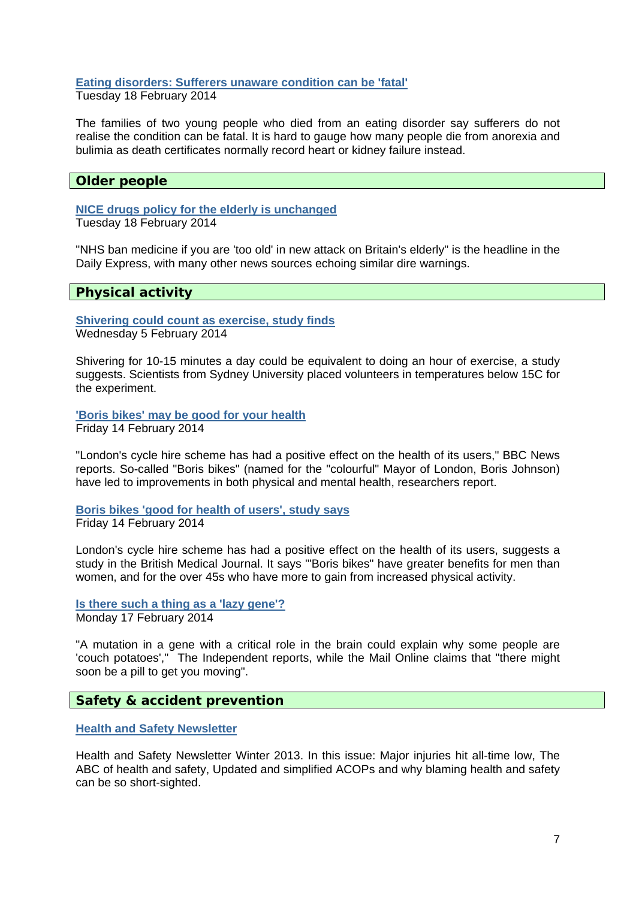**Eating disorders: Sufferers unaware condition can be 'fatal'**
Tuesday 18 February 2014

The families of two young people who died from an eating disorder say sufferers do not realise the condition can be fatal. It is hard to gauge how many people die from anorexia and bulimia as death certificates normally record heart or kidney failure instead.

## Older people

**NICE drugs policy for the elderly is unchanged**
Tuesday 18 February 2014

"NHS ban medicine if you are 'too old' in new attack on Britain's elderly" is the headline in the Daily Express, with many other news sources echoing similar dire warnings.

## Physical activity

**Shivering could count as exercise, study finds**
Wednesday 5 February 2014

Shivering for 10-15 minutes a day could be equivalent to doing an hour of exercise, a study suggests. Scientists from Sydney University placed volunteers in temperatures below 15C for the experiment.

**'Boris bikes' may be good for your health**
Friday 14 February 2014

"London's cycle hire scheme has had a positive effect on the health of its users," BBC News reports. So-called "Boris bikes" (named for the "colourful" Mayor of London, Boris Johnson) have led to improvements in both physical and mental health, researchers report.

**Boris bikes 'good for health of users', study says**
Friday 14 February 2014

London's cycle hire scheme has had a positive effect on the health of its users, suggests a study in the British Medical Journal. It says "'Boris bikes" have greater benefits for men than women, and for the over 45s who have more to gain from increased physical activity.

**Is there such a thing as a 'lazy gene'?**
Monday 17 February 2014

"A mutation in a gene with a critical role in the brain could explain why some people are 'couch potatoes'," The Independent reports, while the Mail Online claims that "there might soon be a pill to get you moving".

## Safety & accident prevention

**Health and Safety Newsletter**

Health and Safety Newsletter Winter 2013. In this issue: Major injuries hit all-time low, The ABC of health and safety, Updated and simplified ACOPs and why blaming health and safety can be so short-sighted.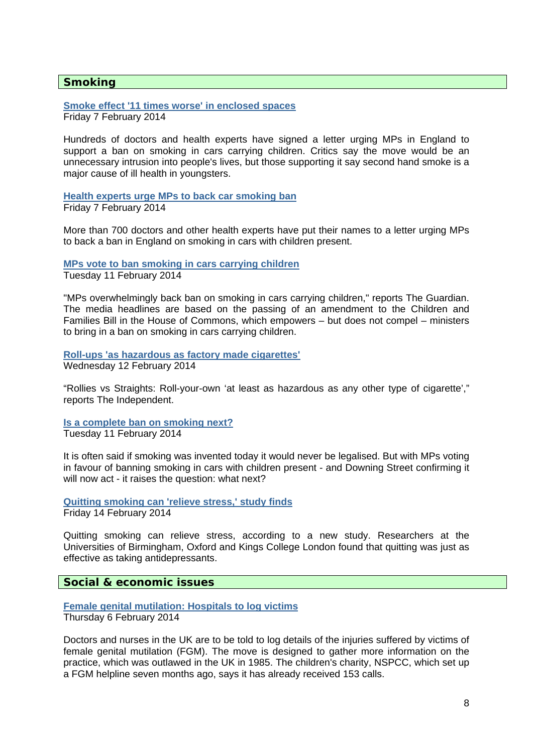## Smoking

**Smoke effect '11 times worse' in enclosed spaces**
Friday 7 February 2014

Hundreds of doctors and health experts have signed a letter urging MPs in England to support a ban on smoking in cars carrying children. Critics say the move would be an unnecessary intrusion into people's lives, but those supporting it say second hand smoke is a major cause of ill health in youngsters.

**Health experts urge MPs to back car smoking ban**
Friday 7 February 2014

More than 700 doctors and other health experts have put their names to a letter urging MPs to back a ban in England on smoking in cars with children present.

**MPs vote to ban smoking in cars carrying children**
Tuesday 11 February 2014

"MPs overwhelmingly back ban on smoking in cars carrying children," reports The Guardian. The media headlines are based on the passing of an amendment to the Children and Families Bill in the House of Commons, which empowers – but does not compel – ministers to bring in a ban on smoking in cars carrying children.

**Roll-ups 'as hazardous as factory made cigarettes'**
Wednesday 12 February 2014

"Rollies vs Straights: Roll-your-own 'at least as hazardous as any other type of cigarette'," reports The Independent.

**Is a complete ban on smoking next?**
Tuesday 11 February 2014

It is often said if smoking was invented today it would never be legalised. But with MPs voting in favour of banning smoking in cars with children present - and Downing Street confirming it will now act - it raises the question: what next?

**Quitting smoking can 'relieve stress,' study finds**
Friday 14 February 2014

Quitting smoking can relieve stress, according to a new study. Researchers at the Universities of Birmingham, Oxford and Kings College London found that quitting was just as effective as taking antidepressants.

## Social & economic issues

**Female genital mutilation: Hospitals to log victims**
Thursday 6 February 2014

Doctors and nurses in the UK are to be told to log details of the injuries suffered by victims of female genital mutilation (FGM). The move is designed to gather more information on the practice, which was outlawed in the UK in 1985. The children's charity, NSPCC, which set up a FGM helpline seven months ago, says it has already received 153 calls.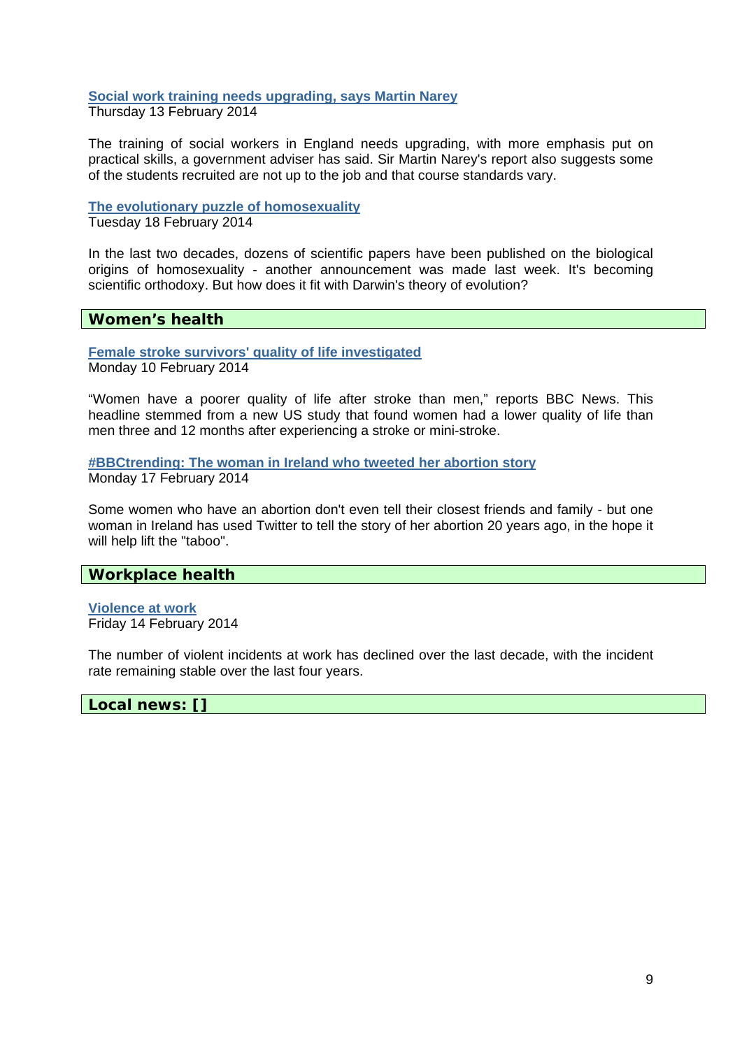**Social work training needs upgrading, says Martin Narey**
Thursday 13 February 2014

The training of social workers in England needs upgrading, with more emphasis put on practical skills, a government adviser has said. Sir Martin Narey's report also suggests some of the students recruited are not up to the job and that course standards vary.

**The evolutionary puzzle of homosexuality**
Tuesday 18 February 2014

In the last two decades, dozens of scientific papers have been published on the biological origins of homosexuality - another announcement was made last week. It's becoming scientific orthodoxy. But how does it fit with Darwin's theory of evolution?

## Women's health

**Female stroke survivors' quality of life investigated**
Monday 10 February 2014

"Women have a poorer quality of life after stroke than men," reports BBC News. This headline stemmed from a new US study that found women had a lower quality of life than men three and 12 months after experiencing a stroke or mini-stroke.

**#BBCtrending: The woman in Ireland who tweeted her abortion story**
Monday 17 February 2014

Some women who have an abortion don't even tell their closest friends and family - but one woman in Ireland has used Twitter to tell the story of her abortion 20 years ago, in the hope it will help lift the "taboo".

## Workplace health

**Violence at work**
Friday 14 February 2014

The number of violent incidents at work has declined over the last decade, with the incident rate remaining stable over the last four years.

## Local news: []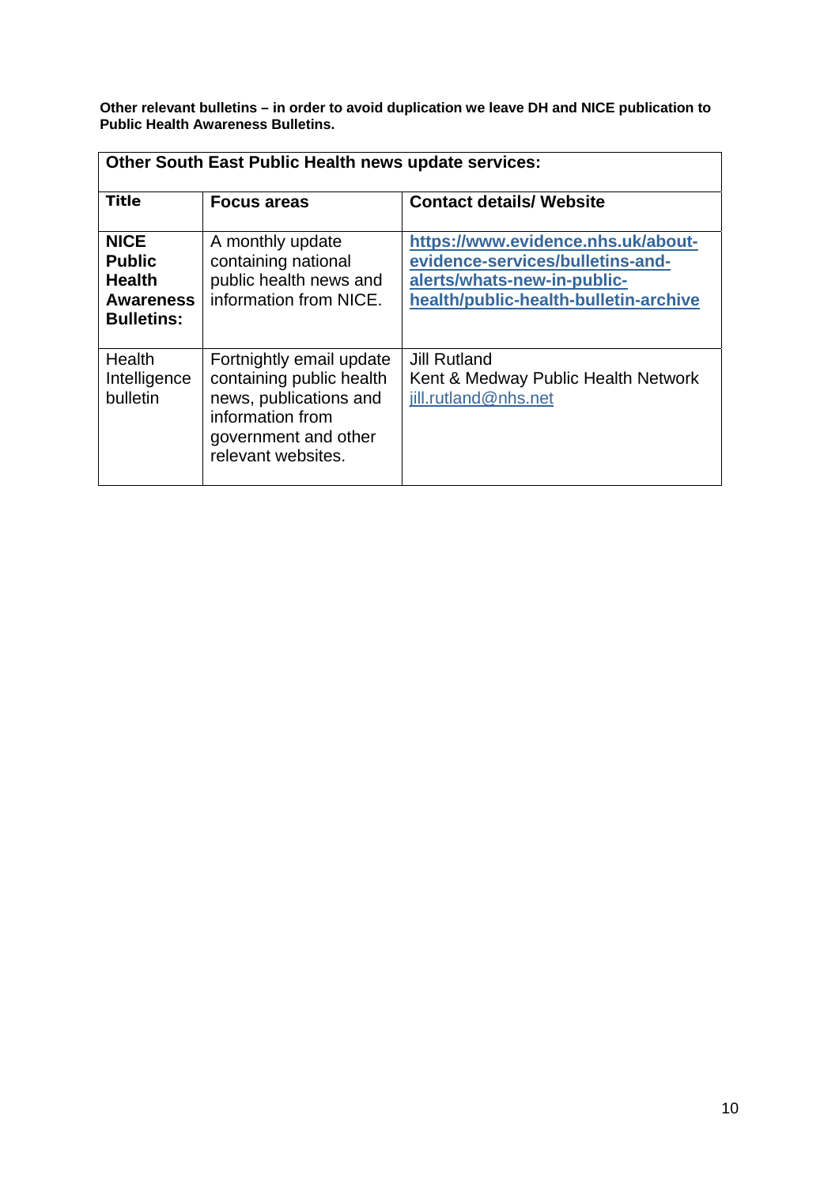**Other relevant bulletins – in order to avoid duplication we leave DH and NICE publication to Public Health Awareness Bulletins.**

| **Other South East Public Health news update services:** | | |
|---|---|---|
| **Title** | **Focus areas** | **Contact details/ Website** |
| **NICE Public Health Awareness Bulletins:** | A monthly update containing national public health news and information from NICE. | **https://www.evidence.nhs.uk/about-evidence-services/bulletins-and-alerts/whats-new-in-public-health/public-health-bulletin-archive** |
| Health Intelligence bulletin | Fortnightly email update containing public health news, publications and information from government and other relevant websites. | Jill Rutland<br>Kent & Medway Public Health Network<br>jill.rutland@nhs.net |